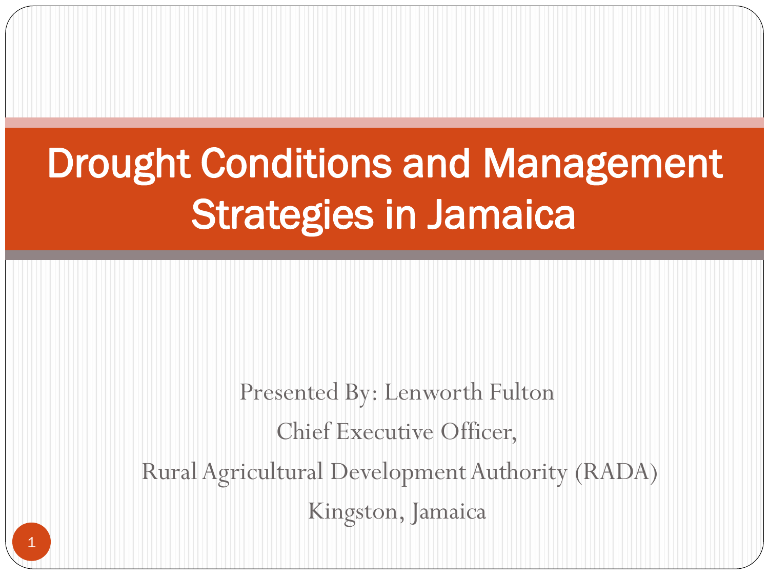# Drought Conditions and Management Strategies in Jamaica

Presented By: Lenworth Fulton

Chief Executive Officer,

Rural Agricultural Development Authority (RADA)

Kingston, Jamaica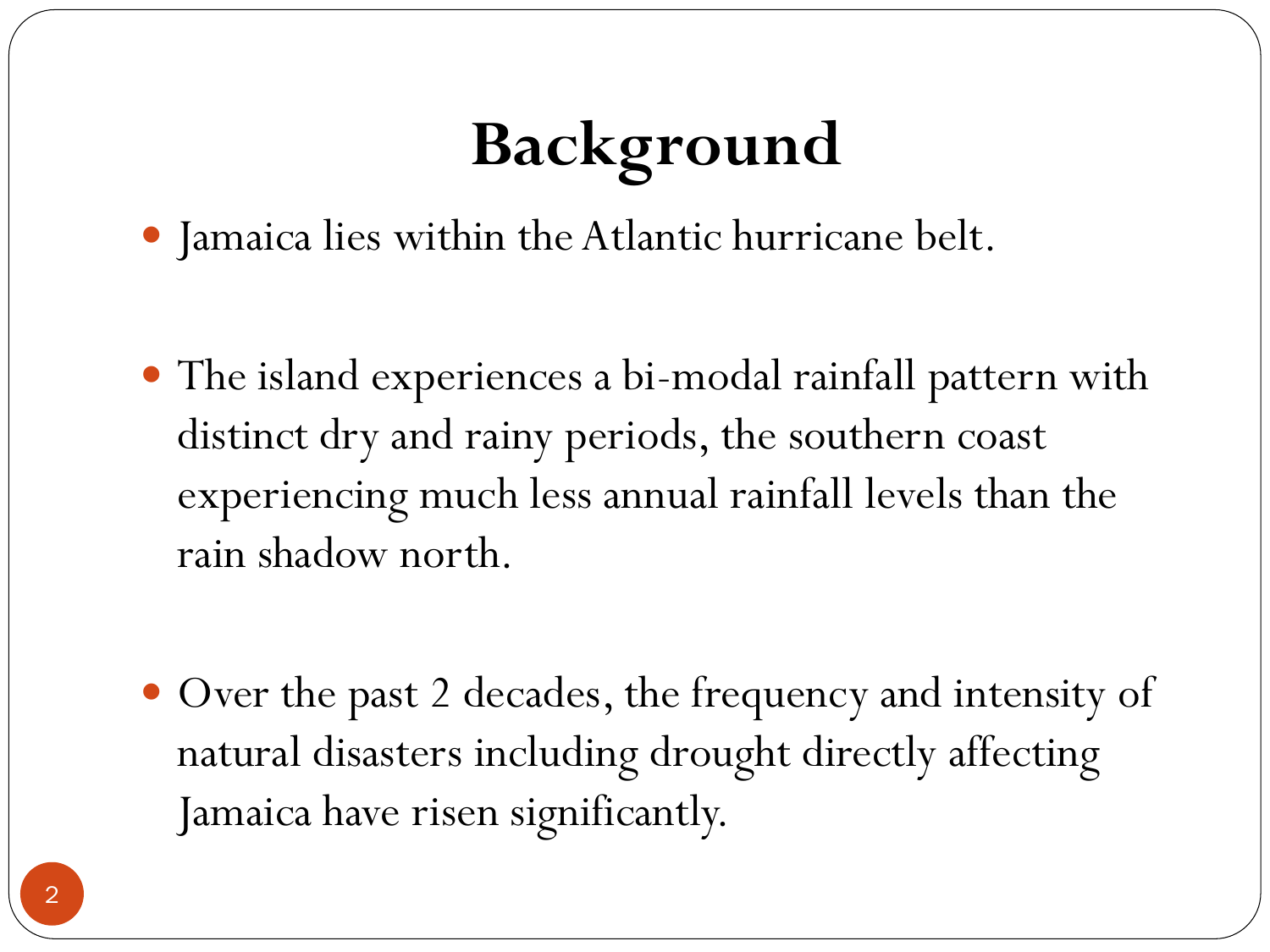# Background

- Jamaica lies within the Atlantic hurricane belt.

- The island experiences a bi-modal rainfall pattern with distinct dry and rainy periods, the southern coast experiencing much less annual rainfall levels than the rain shadow north.

- Over the past 2 decades, the frequency and intensity of natural disasters including drought directly affecting Jamaica have risen significantly.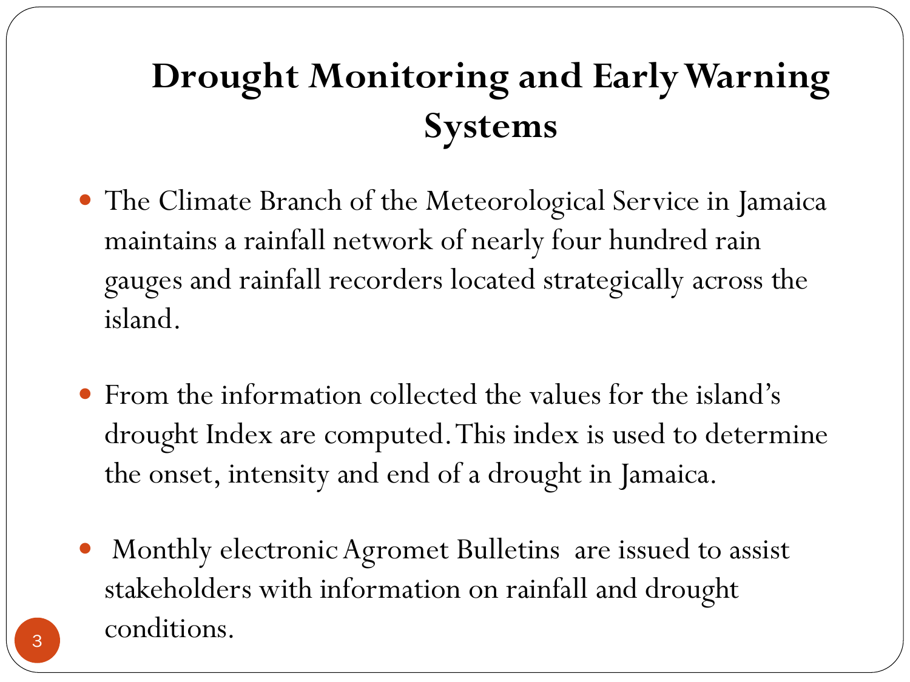# Drought Monitoring and Early Warning Systems

- The Climate Branch of the Meteorological Service in Jamaica maintains a rainfall network of nearly four hundred rain gauges and rainfall recorders located strategically across the island.

- From the information collected the values for the island's drought Index are computed. This index is used to determine the onset, intensity and end of a drought in Jamaica.

- Monthly electronic Agromet Bulletins are issued to assist stakeholders with information on rainfall and drought conditions.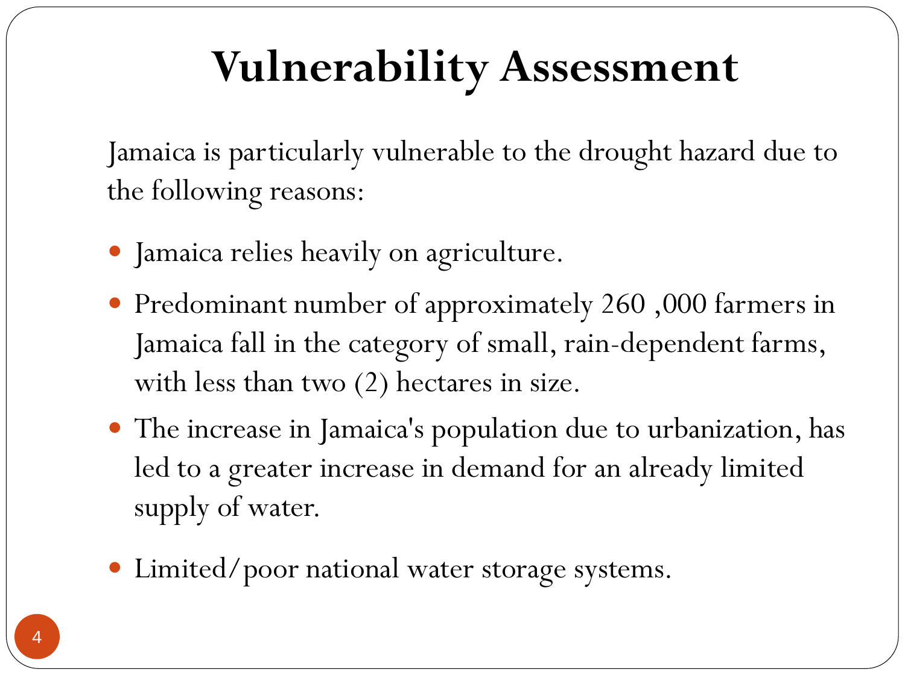# Vulnerability Assessment

Jamaica is particularly vulnerable to the drought hazard due to the following reasons:

- Jamaica relies heavily on agriculture.
- Predominant number of approximately 260 ,000 farmers in Jamaica fall in the category of small, rain-dependent farms, with less than two (2) hectares in size.
- The increase in Jamaica's population due to urbanization, has led to a greater increase in demand for an already limited supply of water.
- Limited/poor national water storage systems.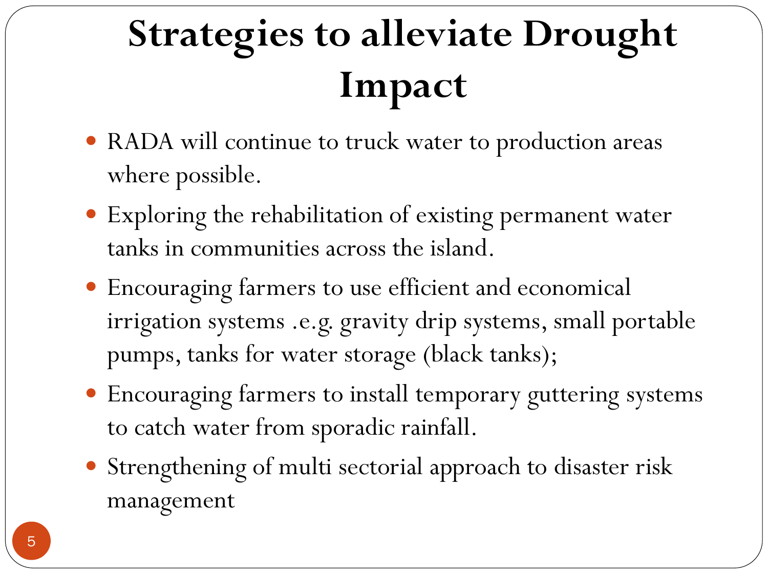# Strategies to alleviate Drought Impact

- RADA will continue to truck water to production areas where possible.
- Exploring the rehabilitation of existing permanent water tanks in communities across the island.
- Encouraging farmers to use efficient and economical irrigation systems .e.g. gravity drip systems, small portable pumps, tanks for water storage (black tanks);
- Encouraging farmers to install temporary guttering systems to catch water from sporadic rainfall.
- Strengthening of multi sectorial approach to disaster risk management